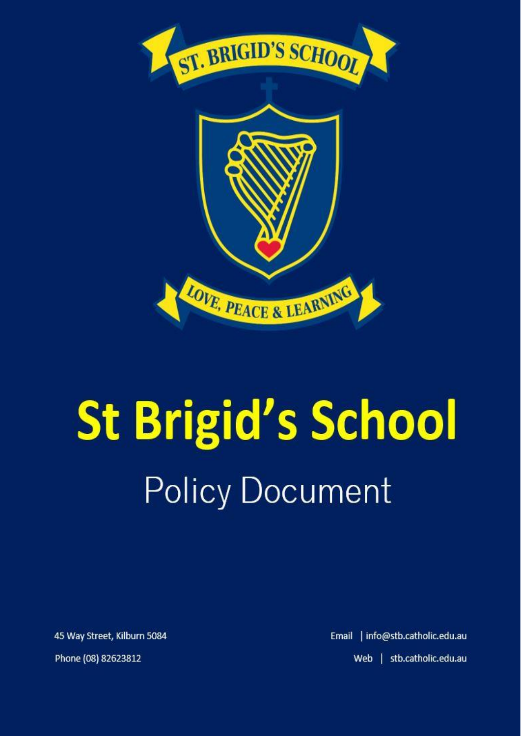# St Brigid's School

## Policy Document

45 Way Street, Kilburn 5084

Phone (08) 82623812

Email | info@stb.catholic.edu.au

Web | stb.catholic.edu.au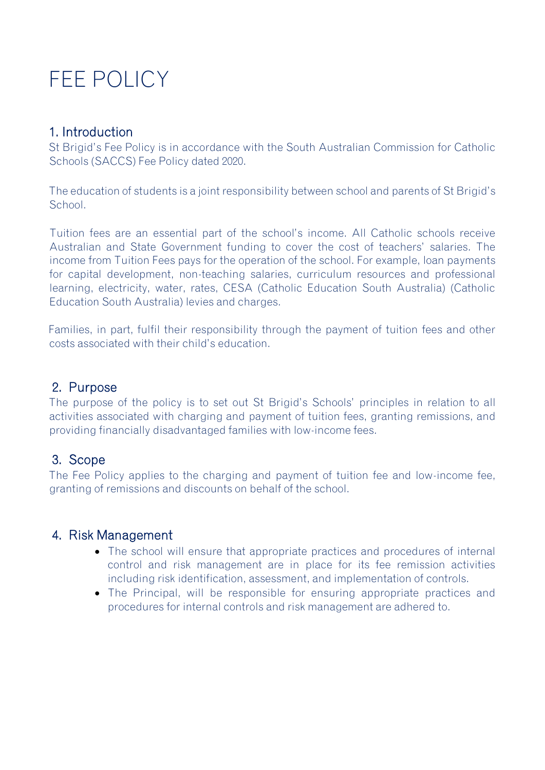# FEE POLICY

## 1. Introduction

St Brigid's Fee Policy is in accordance with the South Australian Commission for Catholic Schools (SACCS) Fee Policy dated 2020.

The education of students is a joint responsibility between school and parents of St Brigid's School.

Tuition fees are an essential part of the school's income. All Catholic schools receive Australian and State Government funding to cover the cost of teachers' salaries. The income from Tuition Fees pays for the operation of the school. For example, loan payments for capital development, non-teaching salaries, curriculum resources and professional learning, electricity, water, rates, CESA (Catholic Education South Australia) (Catholic Education South Australia) levies and charges.

Families, in part, fulfil their responsibility through the payment of tuition fees and other costs associated with their child's education.

## 2. Purpose

The purpose of the policy is to set out St Brigid's Schools' principles in relation to all activities associated with charging and payment of tuition fees, granting remissions, and providing financially disadvantaged families with low-income fees.

## 3. Scope

The Fee Policy applies to the charging and payment of tuition fee and low-income fee, granting of remissions and discounts on behalf of the school.

## 4. Risk Management

- The school will ensure that appropriate practices and procedures of internal control and risk management are in place for its fee remission activities including risk identification, assessment, and implementation of controls.
- The Principal, will be responsible for ensuring appropriate practices and procedures for internal controls and risk management are adhered to.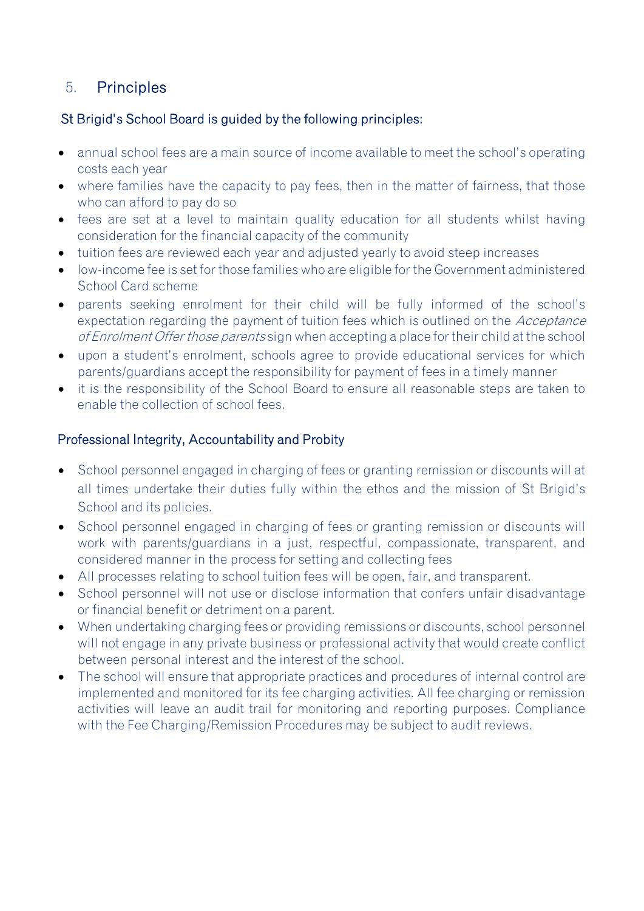## 5. Principles

### St Brigid's School Board is guided by the following principles:

- annual school fees are a main source of income available to meet the school's operating costs each year
- where families have the capacity to pay fees, then in the matter of fairness, that those who can afford to pay do so
- fees are set at a level to maintain quality education for all students whilst having consideration for the financial capacity of the community
- tuition fees are reviewed each year and adjusted yearly to avoid steep increases
- low-income fee is set for those families who are eligible for the Government administered School Card scheme
- parents seeking enrolment for their child will be fully informed of the school's expectation regarding the payment of tuition fees which is outlined on the *Acceptance of Enrolment Offer those parents* sign when accepting a place for their child at the school
- upon a student's enrolment, schools agree to provide educational services for which parents/guardians accept the responsibility for payment of fees in a timely manner
- it is the responsibility of the School Board to ensure all reasonable steps are taken to enable the collection of school fees.

### Professional Integrity, Accountability and Probity

- School personnel engaged in charging of fees or granting remission or discounts will at all times undertake their duties fully within the ethos and the mission of St Brigid's School and its policies.
- School personnel engaged in charging of fees or granting remission or discounts will work with parents/guardians in a just, respectful, compassionate, transparent, and considered manner in the process for setting and collecting fees
- All processes relating to school tuition fees will be open, fair, and transparent.
- School personnel will not use or disclose information that confers unfair disadvantage or financial benefit or detriment on a parent.
- When undertaking charging fees or providing remissions or discounts, school personnel will not engage in any private business or professional activity that would create conflict between personal interest and the interest of the school.
- The school will ensure that appropriate practices and procedures of internal control are implemented and monitored for its fee charging activities. All fee charging or remission activities will leave an audit trail for monitoring and reporting purposes. Compliance with the Fee Charging/Remission Procedures may be subject to audit reviews.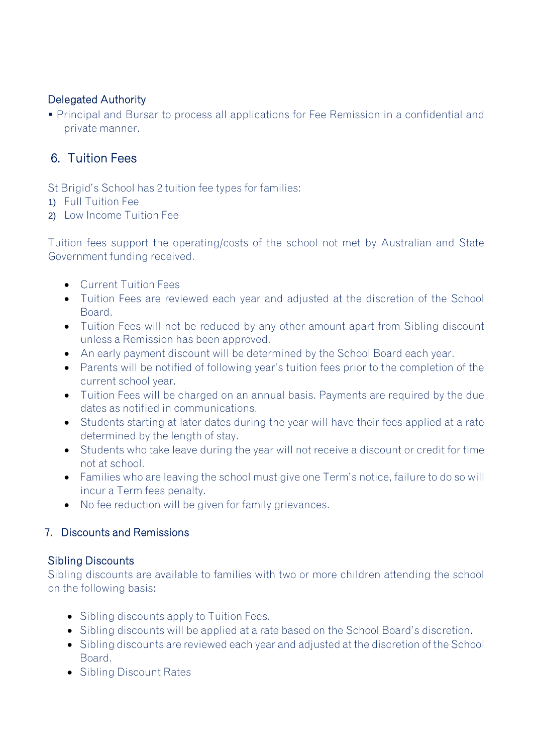### Delegated Authority

- Principal and Bursar to process all applications for Fee Remission in a confidential and private manner.

## 6. Tuition Fees

St Brigid's School has 2 tuition fee types for families:

1) Full Tuition Fee
2) Low Income Tuition Fee

Tuition fees support the operating/costs of the school not met by Australian and State Government funding received.

- Current Tuition Fees
- Tuition Fees are reviewed each year and adjusted at the discretion of the School Board.
- Tuition Fees will not be reduced by any other amount apart from Sibling discount unless a Remission has been approved.
- An early payment discount will be determined by the School Board each year.
- Parents will be notified of following year's tuition fees prior to the completion of the current school year.
- Tuition Fees will be charged on an annual basis. Payments are required by the due dates as notified in communications.
- Students starting at later dates during the year will have their fees applied at a rate determined by the length of stay.
- Students who take leave during the year will not receive a discount or credit for time not at school.
- Families who are leaving the school must give one Term's notice, failure to do so will incur a Term fees penalty.
- No fee reduction will be given for family grievances.

## 7. Discounts and Remissions

### Sibling Discounts

Sibling discounts are available to families with two or more children attending the school on the following basis:

- Sibling discounts apply to Tuition Fees.
- Sibling discounts will be applied at a rate based on the School Board's discretion.
- Sibling discounts are reviewed each year and adjusted at the discretion of the School Board.
- Sibling Discount Rates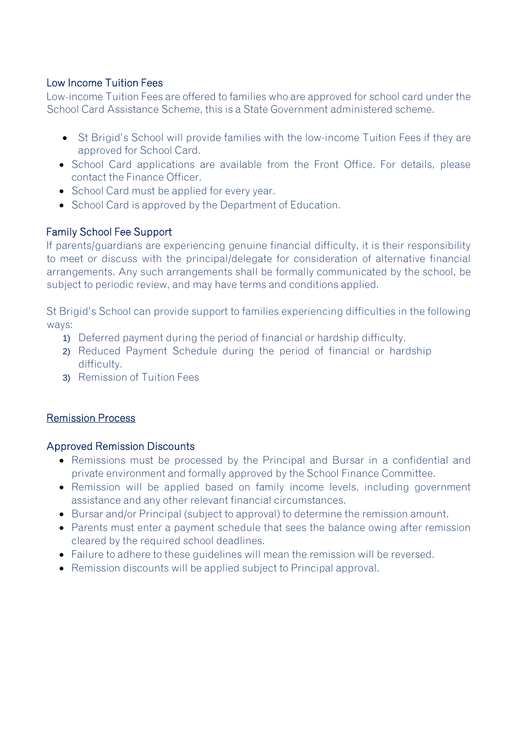### Low Income Tuition Fees

Low-income Tuition Fees are offered to families who are approved for school card under the School Card Assistance Scheme, this is a State Government administered scheme.

- St Brigid's School will provide families with the low-income Tuition Fees if they are approved for School Card.
- School Card applications are available from the Front Office. For details, please contact the Finance Officer.
- School Card must be applied for every year.
- School Card is approved by the Department of Education.

### Family School Fee Support

If parents/guardians are experiencing genuine financial difficulty, it is their responsibility to meet or discuss with the principal/delegate for consideration of alternative financial arrangements. Any such arrangements shall be formally communicated by the school, be subject to periodic review, and may have terms and conditions applied.

St Brigid's School can provide support to families experiencing difficulties in the following ways:

1) Deferred payment during the period of financial or hardship difficulty.
2) Reduced Payment Schedule during the period of financial or hardship difficulty.
3) Remission of Tuition Fees

## Remission Process

### Approved Remission Discounts

- Remissions must be processed by the Principal and Bursar in a confidential and private environment and formally approved by the School Finance Committee.
- Remission will be applied based on family income levels, including government assistance and any other relevant financial circumstances.
- Bursar and/or Principal (subject to approval) to determine the remission amount.
- Parents must enter a payment schedule that sees the balance owing after remission cleared by the required school deadlines.
- Failure to adhere to these guidelines will mean the remission will be reversed.
- Remission discounts will be applied subject to Principal approval.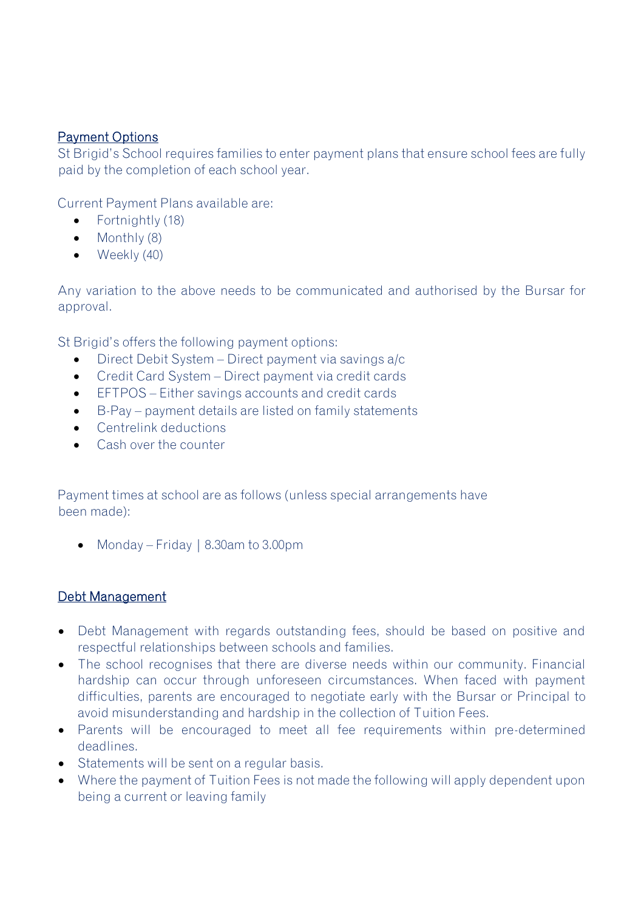## Payment Options

St Brigid's School requires families to enter payment plans that ensure school fees are fully paid by the completion of each school year.

Current Payment Plans available are:

- Fortnightly (18)
- Monthly (8)
- Weekly (40)

Any variation to the above needs to be communicated and authorised by the Bursar for approval.

St Brigid's offers the following payment options:

- Direct Debit System – Direct payment via savings a/c
- Credit Card System – Direct payment via credit cards
- EFTPOS – Either savings accounts and credit cards
- B-Pay – payment details are listed on family statements
- Centrelink deductions
- Cash over the counter

Payment times at school are as follows (unless special arrangements have been made):

- Monday – Friday | 8.30am to 3.00pm

## Debt Management

- Debt Management with regards outstanding fees, should be based on positive and respectful relationships between schools and families.
- The school recognises that there are diverse needs within our community. Financial hardship can occur through unforeseen circumstances. When faced with payment difficulties, parents are encouraged to negotiate early with the Bursar or Principal to avoid misunderstanding and hardship in the collection of Tuition Fees.
- Parents will be encouraged to meet all fee requirements within pre-determined deadlines.
- Statements will be sent on a regular basis.
- Where the payment of Tuition Fees is not made the following will apply dependent upon being a current or leaving family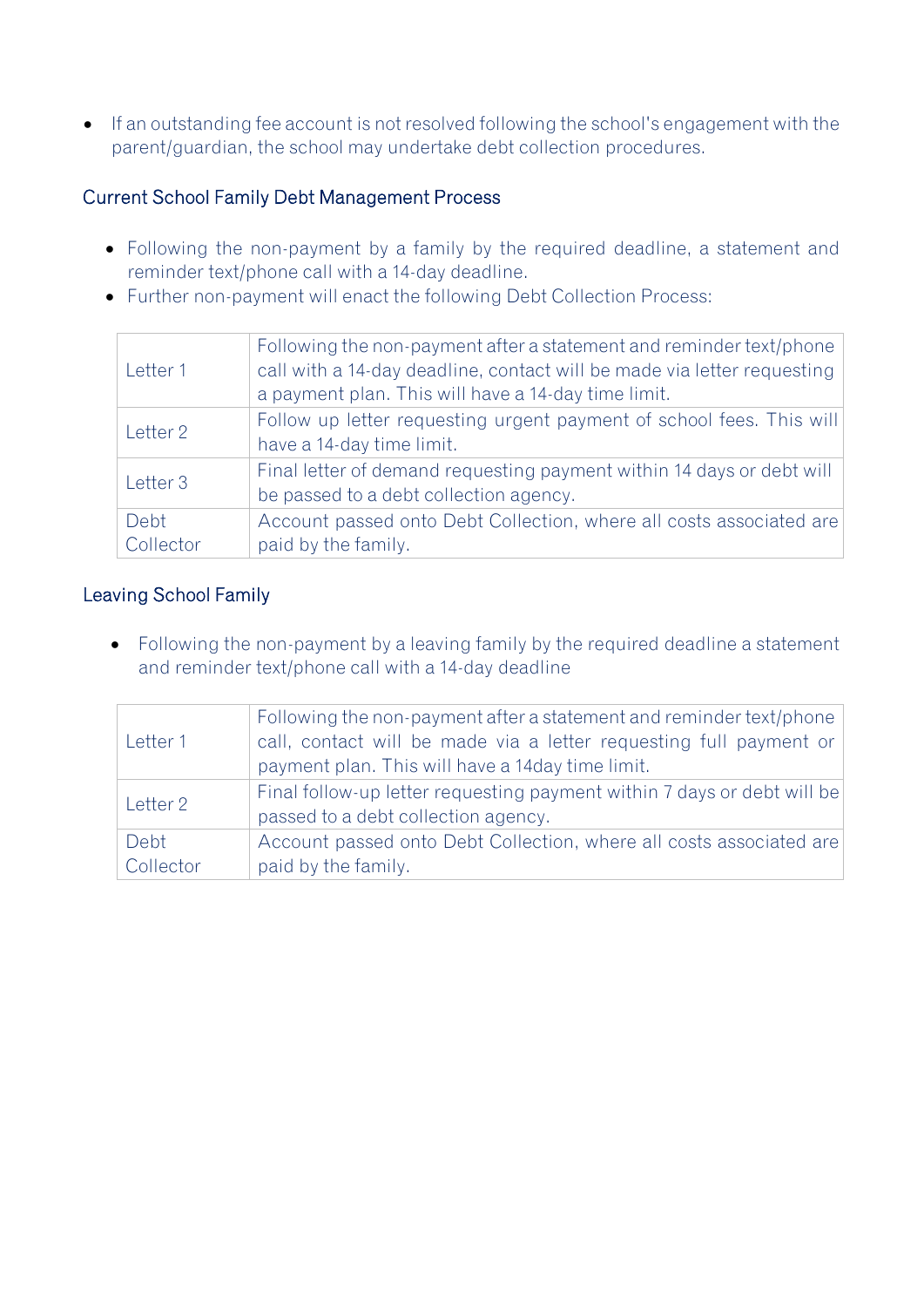- If an outstanding fee account is not resolved following the school's engagement with the parent/guardian, the school may undertake debt collection procedures.

### Current School Family Debt Management Process

- Following the non-payment by a family by the required deadline, a statement and reminder text/phone call with a 14-day deadline.
- Further non-payment will enact the following Debt Collection Process:

| | |
|---|---|
| Letter 1 | Following the non-payment after a statement and reminder text/phone call with a 14-day deadline, contact will be made via letter requesting a payment plan. This will have a 14-day time limit. |
| Letter 2 | Follow up letter requesting urgent payment of school fees. This will have a 14-day time limit. |
| Letter 3 | Final letter of demand requesting payment within 14 days or debt will be passed to a debt collection agency. |
| Debt Collector | Account passed onto Debt Collection, where all costs associated are paid by the family. |

### Leaving School Family

- Following the non-payment by a leaving family by the required deadline a statement and reminder text/phone call with a 14-day deadline

| | |
|---|---|
| Letter 1 | Following the non-payment after a statement and reminder text/phone call, contact will be made via a letter requesting full payment or payment plan. This will have a 14day time limit. |
| Letter 2 | Final follow-up letter requesting payment within 7 days or debt will be passed to a debt collection agency. |
| Debt Collector | Account passed onto Debt Collection, where all costs associated are paid by the family. |